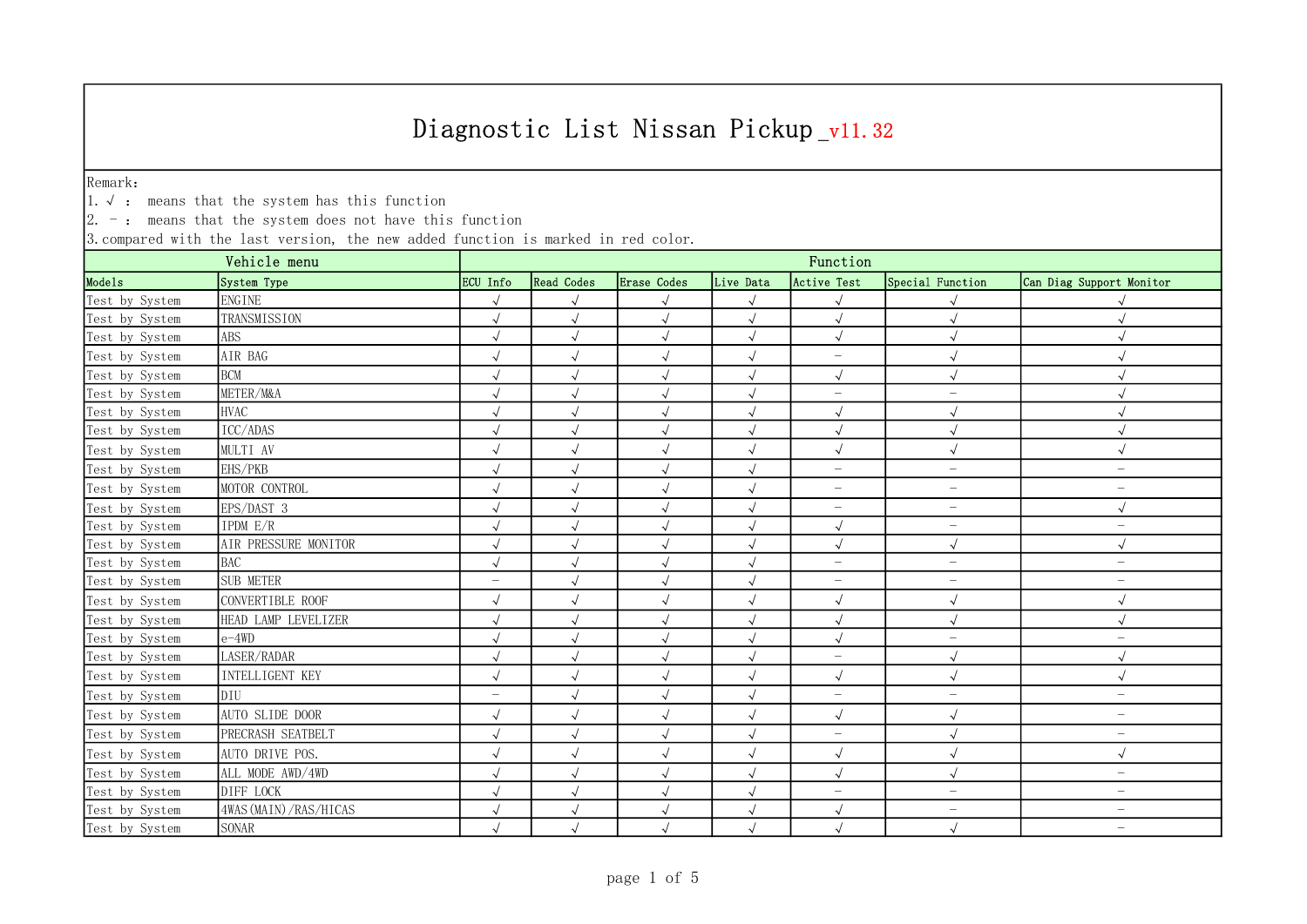# Diagnostic List Nissan Pickup_v11.32

Remark:
1. √ ： means that the system has this function
2. － ： means that the system does not have this function
3. compared with the last version, the new added function is marked in red color.

| Vehicle menu | | Function | | | | | | |
|---|---|---|---|---|---|---|---|---|
| Models | System Type | ECU Info | Read Codes | Erase Codes | Live Data | Active Test | Special Function | Can Diag Support Monitor |
| Test by System | ENGINE | √ | √ | √ | √ | √ | √ | √ |
| Test by System | TRANSMISSION | √ | √ | √ | √ | √ | √ | √ |
| Test by System | ABS | √ | √ | √ | √ | √ | √ | √ |
| Test by System | AIR BAG | √ | √ | √ | √ | － | √ | √ |
| Test by System | BCM | √ | √ | √ | √ | √ | √ | √ |
| Test by System | METER/M&A | √ | √ | √ | √ | － | － | √ |
| Test by System | HVAC | √ | √ | √ | √ | √ | √ | √ |
| Test by System | ICC/ADAS | √ | √ | √ | √ | √ | √ | √ |
| Test by System | MULTI AV | √ | √ | √ | √ | √ | √ | √ |
| Test by System | EHS/PKB | √ | √ | √ | √ | － | － | － |
| Test by System | MOTOR CONTROL | √ | √ | √ | √ | － | － | － |
| Test by System | EPS/DAST 3 | √ | √ | √ | √ | － | － | √ |
| Test by System | IPDM E/R | √ | √ | √ | √ | √ | － | － |
| Test by System | AIR PRESSURE MONITOR | √ | √ | √ | √ | √ | √ | √ |
| Test by System | BAC | √ | √ | √ | √ | － | － | － |
| Test by System | SUB METER | － | √ | √ | √ | － | － | － |
| Test by System | CONVERTIBLE ROOF | √ | √ | √ | √ | √ | √ | √ |
| Test by System | HEAD LAMP LEVELIZER | √ | √ | √ | √ | √ | √ | √ |
| Test by System | e-4WD | √ | √ | √ | √ | √ | － | － |
| Test by System | LASER/RADAR | √ | √ | √ | √ | － | √ | √ |
| Test by System | INTELLIGENT KEY | √ | √ | √ | √ | √ | √ | √ |
| Test by System | DIU | － | √ | √ | √ | － | － | － |
| Test by System | AUTO SLIDE DOOR | √ | √ | √ | √ | √ | √ | － |
| Test by System | PRECRASH SEATBELT | √ | √ | √ | √ | － | √ | － |
| Test by System | AUTO DRIVE POS. | √ | √ | √ | √ | √ | √ | √ |
| Test by System | ALL MODE AWD/4WD | √ | √ | √ | √ | √ | √ | － |
| Test by System | DIFF LOCK | √ | √ | √ | √ | － | － | － |
| Test by System | 4WAS(MAIN)/RAS/HICAS | √ | √ | √ | √ | √ | － | － |
| Test by System | SONAR | √ | √ | √ | √ | √ | √ | － |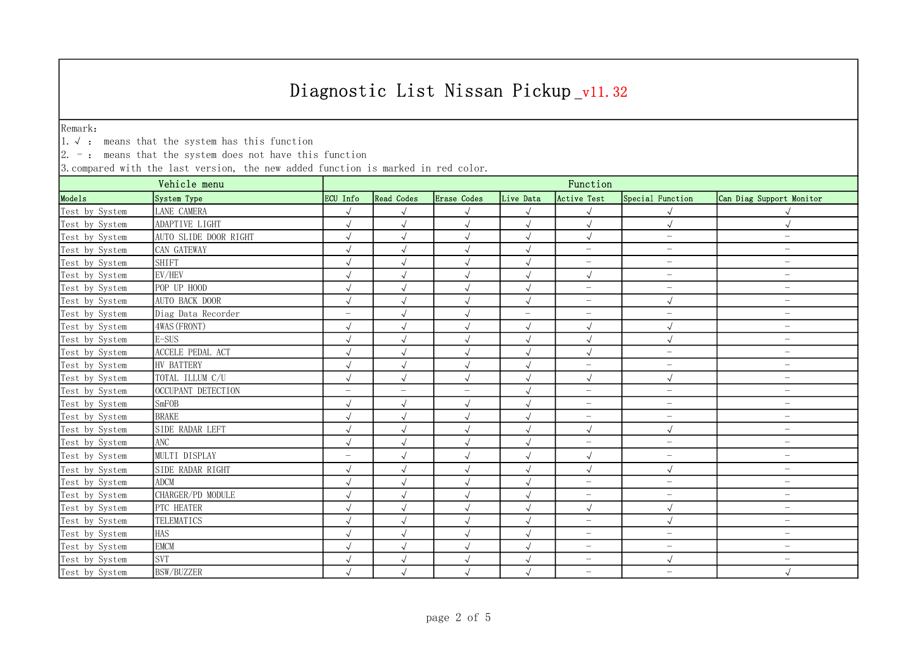# Diagnostic List Nissan Pickup_v11.32

Remark:
1. √ : means that the system has this function
2. - : means that the system does not have this function
3. compared with the last version, the new added function is marked in red color.

| Vehicle menu | | Function | | | | | | |
|---|---|---|---|---|---|---|---|---|
| Models | System Type | ECU Info | Read Codes | Erase Codes | Live Data | Active Test | Special Function | Can Diag Support Monitor |
| Test by System | LANE CAMERA | √ | √ | √ | √ | √ | √ | √ |
| Test by System | ADAPTIVE LIGHT | √ | √ | √ | √ | √ | √ | √ |
| Test by System | AUTO SLIDE DOOR RIGHT | √ | √ | √ | √ | √ | - | - |
| Test by System | CAN GATEWAY | √ | √ | √ | √ | - | - | - |
| Test by System | SHIFT | √ | √ | √ | √ | - | - | - |
| Test by System | EV/HEV | √ | √ | √ | √ | √ | - | - |
| Test by System | POP UP HOOD | √ | √ | √ | √ | - | - | - |
| Test by System | AUTO BACK DOOR | √ | √ | √ | √ | - | √ | - |
| Test by System | Diag Data Recorder | - | √ | √ | - | - | - | - |
| Test by System | 4WAS(FRONT) | √ | √ | √ | √ | √ | √ | - |
| Test by System | E-SUS | √ | √ | √ | √ | √ | √ | - |
| Test by System | ACCELE PEDAL ACT | √ | √ | √ | √ | √ | - | - |
| Test by System | HV BATTERY | √ | √ | √ | √ | - | - | - |
| Test by System | TOTAL ILLUM C/U | √ | √ | √ | √ | √ | √ | - |
| Test by System | OCCUPANT DETECTION | - | - | - | √ | - | - | - |
| Test by System | SmFOB | √ | √ | √ | √ | - | - | - |
| Test by System | BRAKE | √ | √ | √ | √ | - | - | - |
| Test by System | SIDE RADAR LEFT | √ | √ | √ | √ | √ | √ | - |
| Test by System | ANC | √ | √ | √ | √ | - | - | - |
| Test by System | MULTI DISPLAY | - | √ | √ | √ | √ | - | - |
| Test by System | SIDE RADAR RIGHT | √ | √ | √ | √ | √ | √ | - |
| Test by System | ADCM | √ | √ | √ | √ | - | - | - |
| Test by System | CHARGER/PD MODULE | √ | √ | √ | √ | - | - | - |
| Test by System | PTC HEATER | √ | √ | √ | √ | √ | √ | - |
| Test by System | TELEMATICS | √ | √ | √ | √ | - | √ | - |
| Test by System | HAS | √ | √ | √ | √ | - | - | - |
| Test by System | EMCM | √ | √ | √ | √ | - | - | - |
| Test by System | SVT | √ | √ | √ | √ | - | √ | - |
| Test by System | BSW/BUZZER | √ | √ | √ | √ | - | - | √ |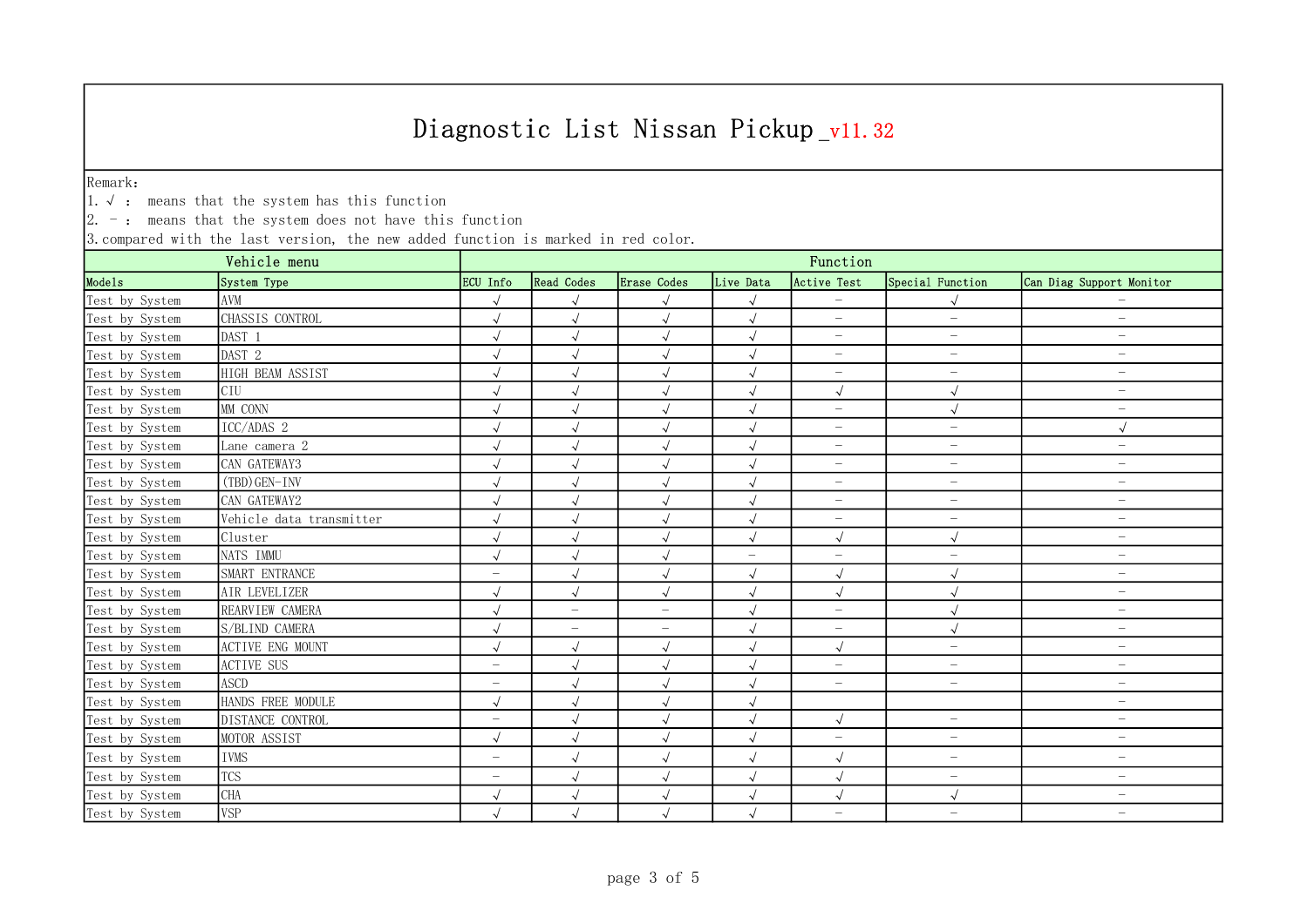# Diagnostic List Nissan Pickup_v11.32

Remark:
1. √ : means that the system has this function
2. – : means that the system does not have this function
3. compared with the last version, the new added function is marked in red color.

| Vehicle menu | | Function | | | | | | |
|---|---|---|---|---|---|---|---|---|
| Models | System Type | ECU Info | Read Codes | Erase Codes | Live Data | Active Test | Special Function | Can Diag Support Monitor |
| Test by System | AVM | √ | √ | √ | √ | – | √ | – |
| Test by System | CHASSIS CONTROL | √ | √ | √ | √ | – | – | – |
| Test by System | DAST 1 | √ | √ | √ | √ | – | – | – |
| Test by System | DAST 2 | √ | √ | √ | √ | – | – | – |
| Test by System | HIGH BEAM ASSIST | √ | √ | √ | √ | – | – | – |
| Test by System | CIU | √ | √ | √ | √ | √ | √ | – |
| Test by System | MM CONN | √ | √ | √ | √ | – | √ | – |
| Test by System | ICC/ADAS 2 | √ | √ | √ | √ | – | – | √ |
| Test by System | Lane camera 2 | √ | √ | √ | √ | – | – | – |
| Test by System | CAN GATEWAY3 | √ | √ | √ | √ | – | – | – |
| Test by System | (TBD)GEN-INV | √ | √ | √ | √ | – | – | – |
| Test by System | CAN GATEWAY2 | √ | √ | √ | √ | – | – | – |
| Test by System | Vehicle data transmitter | √ | √ | √ | √ | – | – | – |
| Test by System | Cluster | √ | √ | √ | √ | √ | √ | – |
| Test by System | NATS IMMU | √ | √ | √ | – | – | – | – |
| Test by System | SMART ENTRANCE | – | √ | √ | √ | √ | √ | – |
| Test by System | AIR LEVELIZER | √ | √ | √ | √ | √ | √ | – |
| Test by System | REARVIEW CAMERA | √ | – | – | √ | – | √ | – |
| Test by System | S/BLIND CAMERA | √ | – | – | √ | – | √ | – |
| Test by System | ACTIVE ENG MOUNT | √ | √ | √ | √ | √ | – | – |
| Test by System | ACTIVE SUS | – | √ | √ | √ | – | – | – |
| Test by System | ASCD | – | √ | √ | √ | – | – | – |
| Test by System | HANDS FREE MODULE | √ | √ | √ | √ | | | – |
| Test by System | DISTANCE CONTROL | – | √ | √ | √ | √ | – | – |
| Test by System | MOTOR ASSIST | √ | √ | √ | √ | – | – | – |
| Test by System | IVMS | – | √ | √ | √ | √ | – | – |
| Test by System | TCS | – | √ | √ | √ | √ | – | – |
| Test by System | CHA | √ | √ | √ | √ | √ | √ | – |
| Test by System | VSP | √ | √ | √ | √ | – | – | – |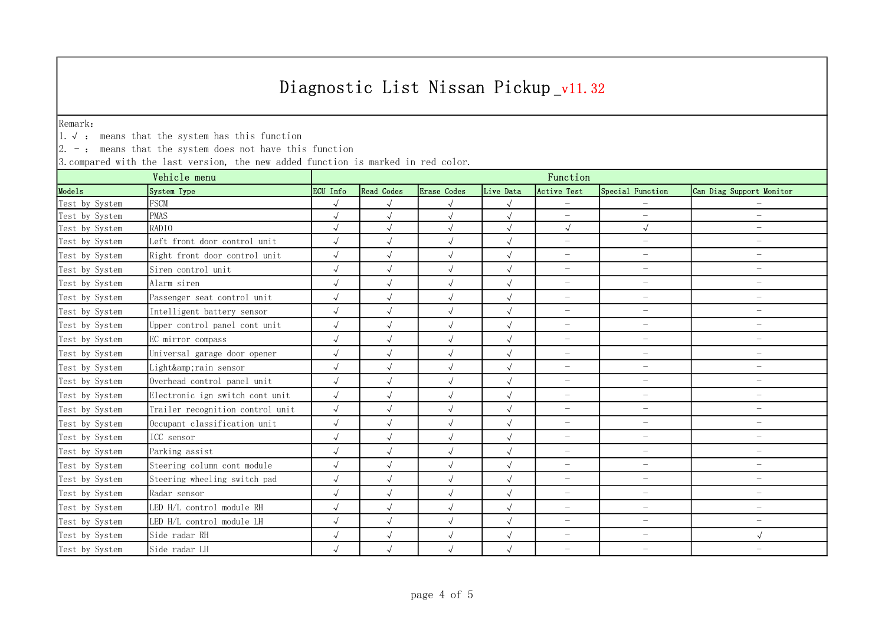# Diagnostic List Nissan Pickup_v11.32

Remark:
1. √ : means that the system has this function
2. - : means that the system does not have this function
3. compared with the last version, the new added function is marked in red color.

| Vehicle menu | | Function | | | | | | |
|---|---|---|---|---|---|---|---|---|
| Models | System Type | ECU Info | Read Codes | Erase Codes | Live Data | Active Test | Special Function | Can Diag Support Monitor |
| Test by System | FSCM | √ | √ | √ | √ | - | - | - |
| Test by System | PMAS | √ | √ | √ | √ | - | - | - |
| Test by System | RADIO | √ | √ | √ | √ | √ | √ | - |
| Test by System | Left front door control unit | √ | √ | √ | √ | - | - | - |
| Test by System | Right front door control unit | √ | √ | √ | √ | - | - | - |
| Test by System | Siren control unit | √ | √ | √ | √ | - | - | - |
| Test by System | Alarm siren | √ | √ | √ | √ | - | - | - |
| Test by System | Passenger seat control unit | √ | √ | √ | √ | - | - | - |
| Test by System | Intelligent battery sensor | √ | √ | √ | √ | - | - | - |
| Test by System | Upper control panel cont unit | √ | √ | √ | √ | - | - | - |
| Test by System | EC mirror compass | √ | √ | √ | √ | - | - | - |
| Test by System | Universal garage door opener | √ | √ | √ | √ | - | - | - |
| Test by System | Light&amp;rain sensor | √ | √ | √ | √ | - | - | - |
| Test by System | Overhead control panel unit | √ | √ | √ | √ | - | - | - |
| Test by System | Electronic ign switch cont unit | √ | √ | √ | √ | - | - | - |
| Test by System | Trailer recognition control unit | √ | √ | √ | √ | - | - | - |
| Test by System | Occupant classification unit | √ | √ | √ | √ | - | - | - |
| Test by System | ICC sensor | √ | √ | √ | √ | - | - | - |
| Test by System | Parking assist | √ | √ | √ | √ | - | - | - |
| Test by System | Steering column cont module | √ | √ | √ | √ | - | - | - |
| Test by System | Steering wheeling switch pad | √ | √ | √ | √ | - | - | - |
| Test by System | Radar sensor | √ | √ | √ | √ | - | - | - |
| Test by System | LED H/L control module RH | √ | √ | √ | √ | - | - | - |
| Test by System | LED H/L control module LH | √ | √ | √ | √ | - | - | - |
| Test by System | Side radar RH | √ | √ | √ | √ | - | - | √ |
| Test by System | Side radar LH | √ | √ | √ | √ | - | - | - |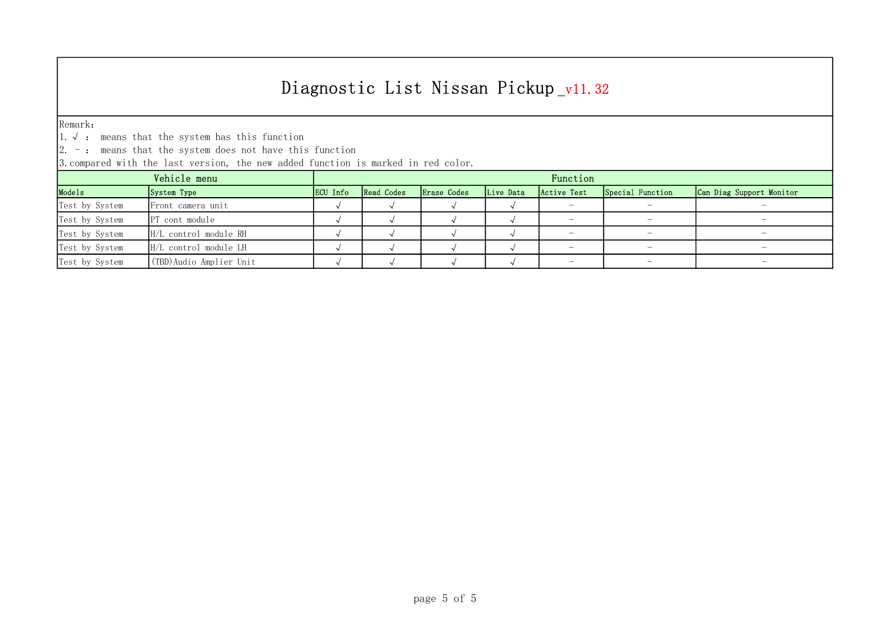# Diagnostic List Nissan Pickup_v11.32

Remark:
1. √ ： means that the system has this function
2. － ： means that the system does not have this function
3. compared with the last version, the new added function is marked in red color.

| Vehicle menu | | Function | | | | | | |
|---|---|---|---|---|---|---|---|---|
| Models | System Type | ECU Info | Read Codes | Erase Codes | Live Data | Active Test | Special Function | Can Diag Support Monitor |
| Test by System | Front camera unit | √ | √ | √ | √ | － | － | － |
| Test by System | PT cont module | √ | √ | √ | √ | － | － | － |
| Test by System | H/L control module RH | √ | √ | √ | √ | － | － | － |
| Test by System | H/L control module LH | √ | √ | √ | √ | － | － | － |
| Test by System | (TBD)Audio Amplier Unit | √ | √ | √ | √ | － | － | － |